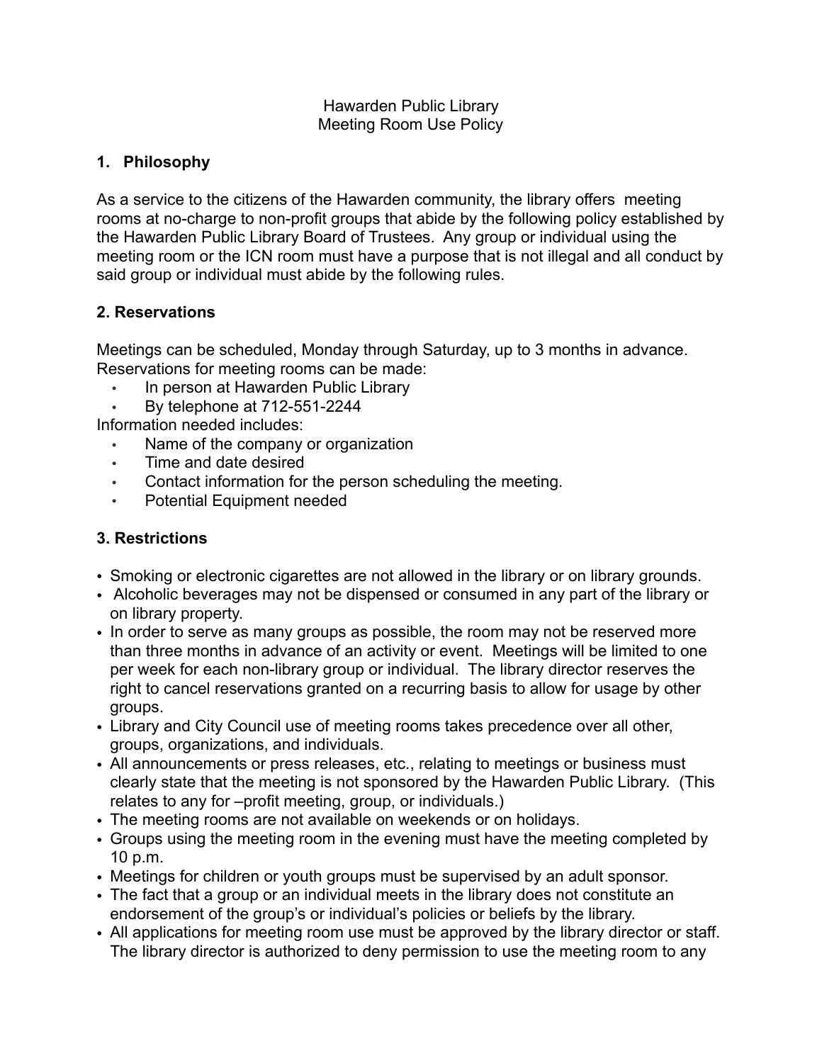Hawarden Public Library
Meeting Room Use Policy

## 1. Philosophy

As a service to the citizens of the Hawarden community, the library offers meeting rooms at no-charge to non-profit groups that abide by the following policy established by the Hawarden Public Library Board of Trustees. Any group or individual using the meeting room or the ICN room must have a purpose that is not illegal and all conduct by said group or individual must abide by the following rules.

## 2. Reservations

Meetings can be scheduled, Monday through Saturday, up to 3 months in advance.
Reservations for meeting rooms can be made:

- In person at Hawarden Public Library
- By telephone at 712-551-2244

Information needed includes:

- Name of the company or organization
- Time and date desired
- Contact information for the person scheduling the meeting.
- Potential Equipment needed

## 3. Restrictions

- Smoking or electronic cigarettes are not allowed in the library or on library grounds.
- Alcoholic beverages may not be dispensed or consumed in any part of the library or on library property.
- In order to serve as many groups as possible, the room may not be reserved more than three months in advance of an activity or event. Meetings will be limited to one per week for each non-library group or individual. The library director reserves the right to cancel reservations granted on a recurring basis to allow for usage by other groups.
- Library and City Council use of meeting rooms takes precedence over all other, groups, organizations, and individuals.
- All announcements or press releases, etc., relating to meetings or business must clearly state that the meeting is not sponsored by the Hawarden Public Library. (This relates to any for –profit meeting, group, or individuals.)
- The meeting rooms are not available on weekends or on holidays.
- Groups using the meeting room in the evening must have the meeting completed by 10 p.m.
- Meetings for children or youth groups must be supervised by an adult sponsor.
- The fact that a group or an individual meets in the library does not constitute an endorsement of the group's or individual's policies or beliefs by the library.
- All applications for meeting room use must be approved by the library director or staff. The library director is authorized to deny permission to use the meeting room to any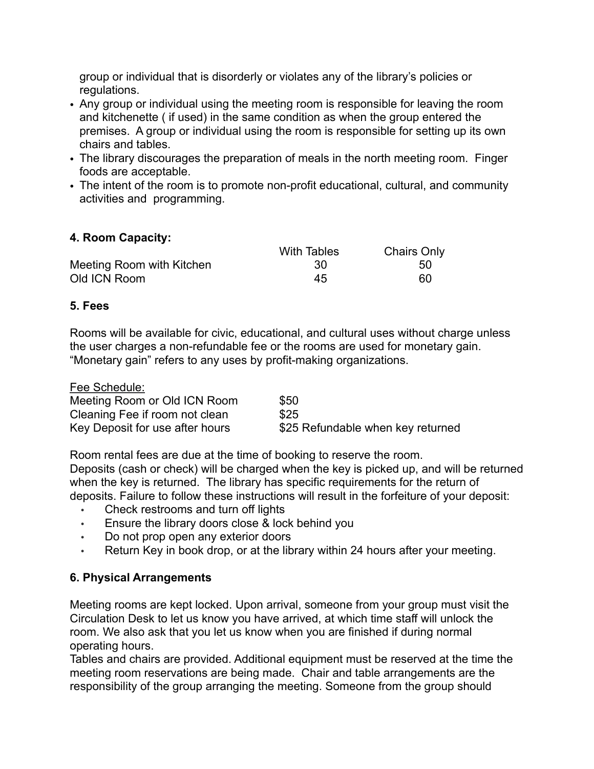group or individual that is disorderly or violates any of the library's policies or regulations.

- Any group or individual using the meeting room is responsible for leaving the room and kitchenette ( if used) in the same condition as when the group entered the premises. A group or individual using the room is responsible for setting up its own chairs and tables.
- The library discourages the preparation of meals in the north meeting room. Finger foods are acceptable.
- The intent of the room is to promote non-profit educational, cultural, and community activities and programming.

**4. Room Capacity:**

| | With Tables | Chairs Only |
|---|---|---|
| Meeting Room with Kitchen | 30 | 50 |
| Old ICN Room | 45 | 60 |

**5. Fees**

Rooms will be available for civic, educational, and cultural uses without charge unless the user charges a non-refundable fee or the rooms are used for monetary gain. "Monetary gain" refers to any uses by profit-making organizations.

Fee Schedule:

| | |
|---|---|
| Meeting Room or Old ICN Room | $50 |
| Cleaning Fee if room not clean | $25 |
| Key Deposit for use after hours | $25 Refundable when key returned |

Room rental fees are due at the time of booking to reserve the room.
Deposits (cash or check) will be charged when the key is picked up, and will be returned when the key is returned. The library has specific requirements for the return of deposits. Failure to follow these instructions will result in the forfeiture of your deposit:

- Check restrooms and turn off lights
- Ensure the library doors close & lock behind you
- Do not prop open any exterior doors
- Return Key in book drop, or at the library within 24 hours after your meeting.

**6. Physical Arrangements**

Meeting rooms are kept locked. Upon arrival, someone from your group must visit the Circulation Desk to let us know you have arrived, at which time staff will unlock the room. We also ask that you let us know when you are finished if during normal operating hours.
Tables and chairs are provided. Additional equipment must be reserved at the time the meeting room reservations are being made. Chair and table arrangements are the responsibility of the group arranging the meeting. Someone from the group should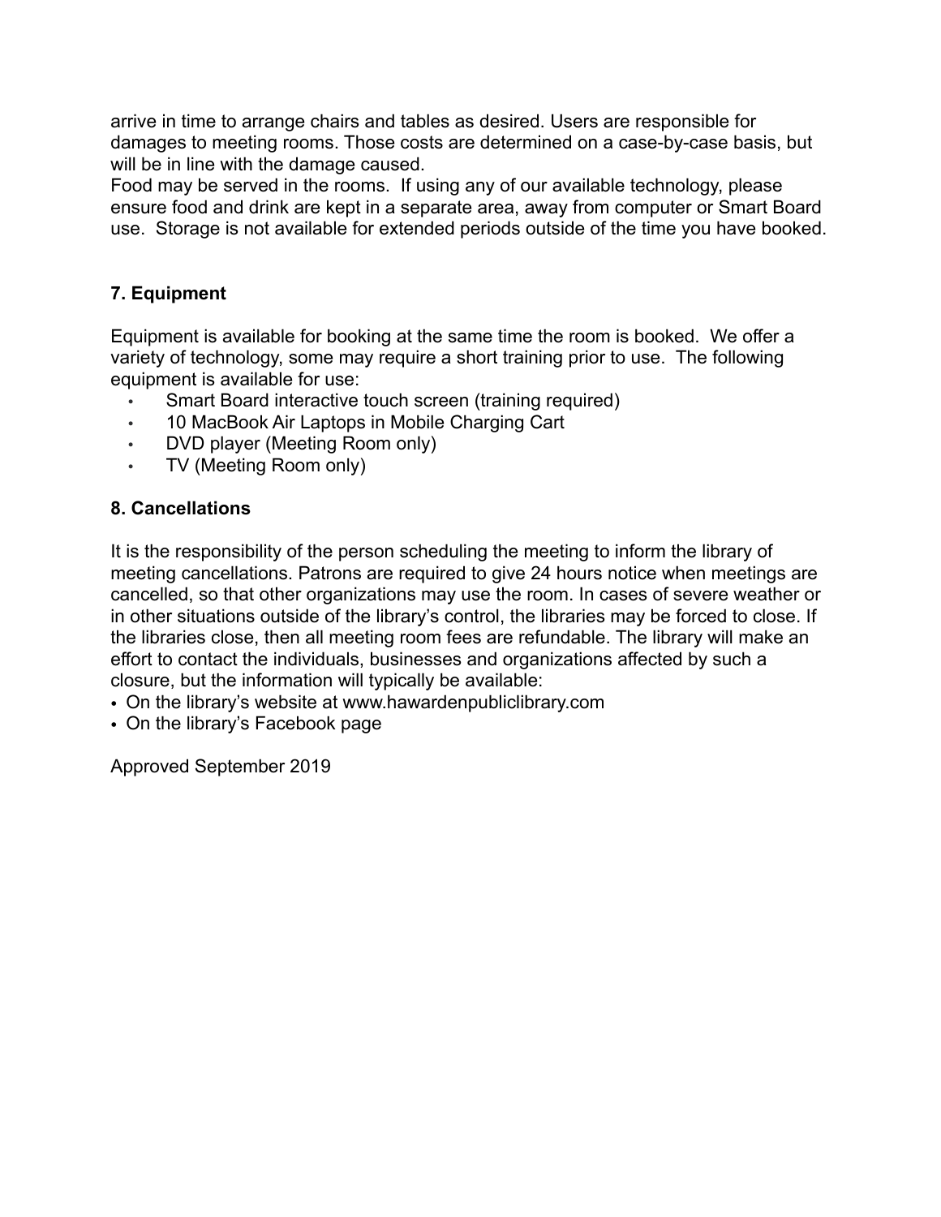arrive in time to arrange chairs and tables as desired. Users are responsible for damages to meeting rooms. Those costs are determined on a case-by-case basis, but will be in line with the damage caused.
Food may be served in the rooms. If using any of our available technology, please ensure food and drink are kept in a separate area, away from computer or Smart Board use. Storage is not available for extended periods outside of the time you have booked.

**7. Equipment**

Equipment is available for booking at the same time the room is booked. We offer a variety of technology, some may require a short training prior to use. The following equipment is available for use:

- Smart Board interactive touch screen (training required)
- 10 MacBook Air Laptops in Mobile Charging Cart
- DVD player (Meeting Room only)
- TV (Meeting Room only)

**8. Cancellations**

It is the responsibility of the person scheduling the meeting to inform the library of meeting cancellations. Patrons are required to give 24 hours notice when meetings are cancelled, so that other organizations may use the room. In cases of severe weather or in other situations outside of the library's control, the libraries may be forced to close. If the libraries close, then all meeting room fees are refundable. The library will make an effort to contact the individuals, businesses and organizations affected by such a closure, but the information will typically be available:

- On the library's website at www.hawardenpubliclibrary.com
- On the library's Facebook page

Approved September 2019